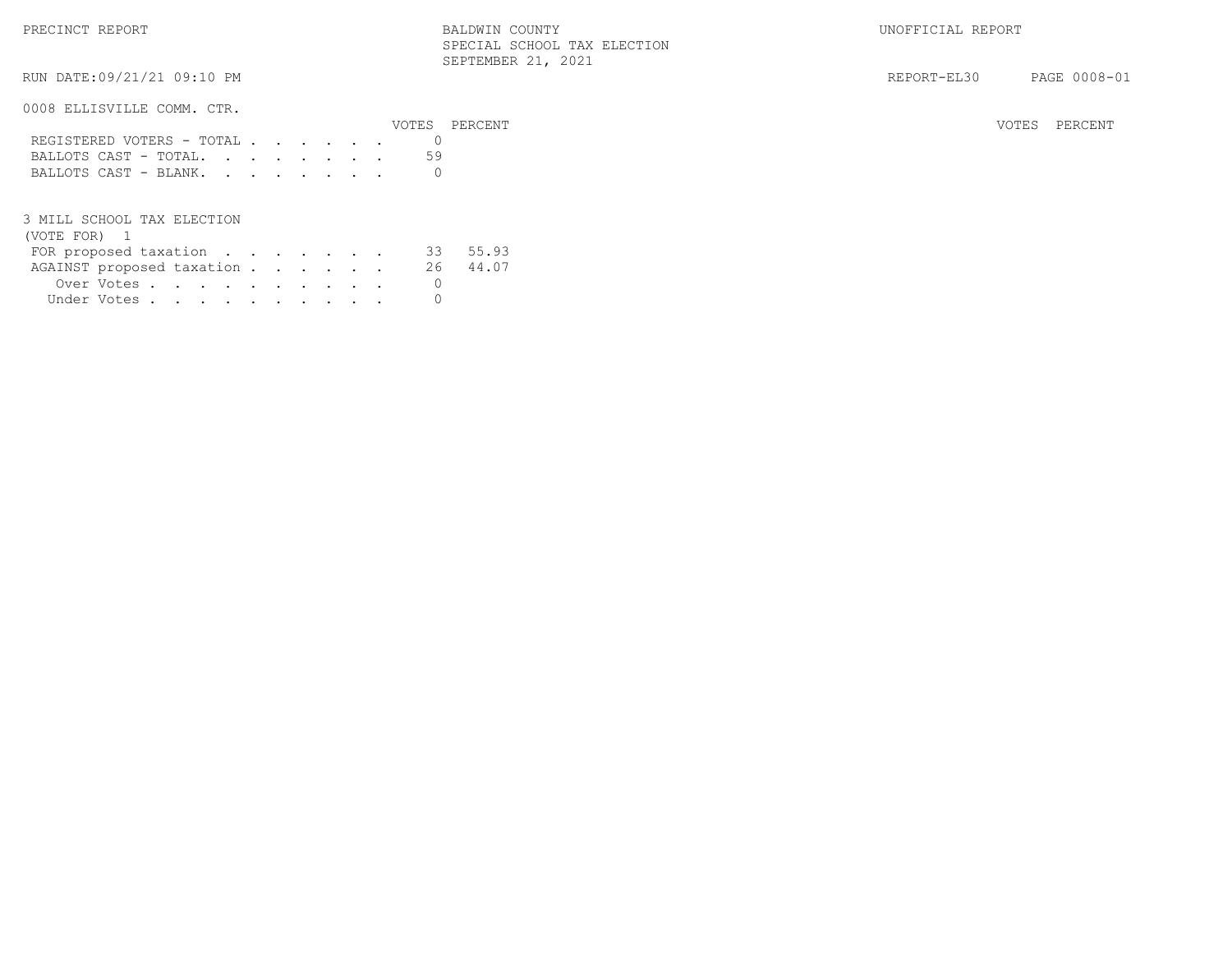PRECINCT REPORT

BALDWIN COUNTY
SPECIAL SCHOOL TAX ELECTION
SEPTEMBER 21, 2021

UNOFFICIAL REPORT

RUN DATE:09/21/21 09:10 PM

REPORT-EL30 PAGE 0008-01

## 0008 ELLISVILLE COMM. CTR.

| | VOTES | PERCENT |
|---|---|---|
| REGISTERED VOTERS - TOTAL | 0 | |
| BALLOTS CAST - TOTAL. | 59 | |
| BALLOTS CAST - BLANK. | 0 | |

## 3 MILL SCHOOL TAX ELECTION

(VOTE FOR) 1

| | VOTES | PERCENT |
|---|---|---|
| FOR proposed taxation | 33 | 55.93 |
| AGAINST proposed taxation | 26 | 44.07 |
| Over Votes | 0 | |
| Under Votes | 0 | |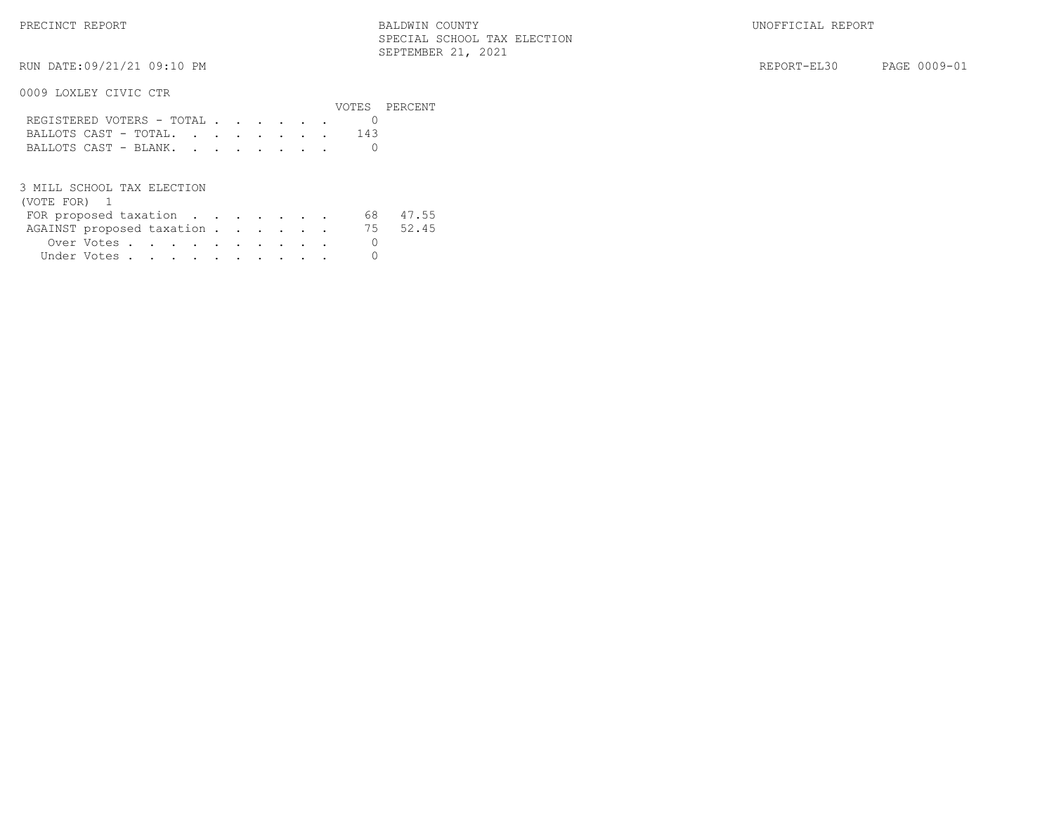PRECINCT REPORT — BALDWIN COUNTY — SPECIAL SCHOOL TAX ELECTION — SEPTEMBER 21, 2021 — UNOFFICIAL REPORT

RUN DATE:09/21/21 09:10 PM — REPORT-EL30 — PAGE 0009-01

## 0009 LOXLEY CIVIC CTR

| | VOTES | PERCENT |
|---|---|---|
| REGISTERED VOTERS - TOTAL | 0 | |
| BALLOTS CAST - TOTAL. | 143 | |
| BALLOTS CAST - BLANK. | 0 | |

## 3 MILL SCHOOL TAX ELECTION

(VOTE FOR) 1

| | VOTES | PERCENT |
|---|---|---|
| FOR proposed taxation | 68 | 47.55 |
| AGAINST proposed taxation | 75 | 52.45 |
| Over Votes | 0 | |
| Under Votes | 0 | |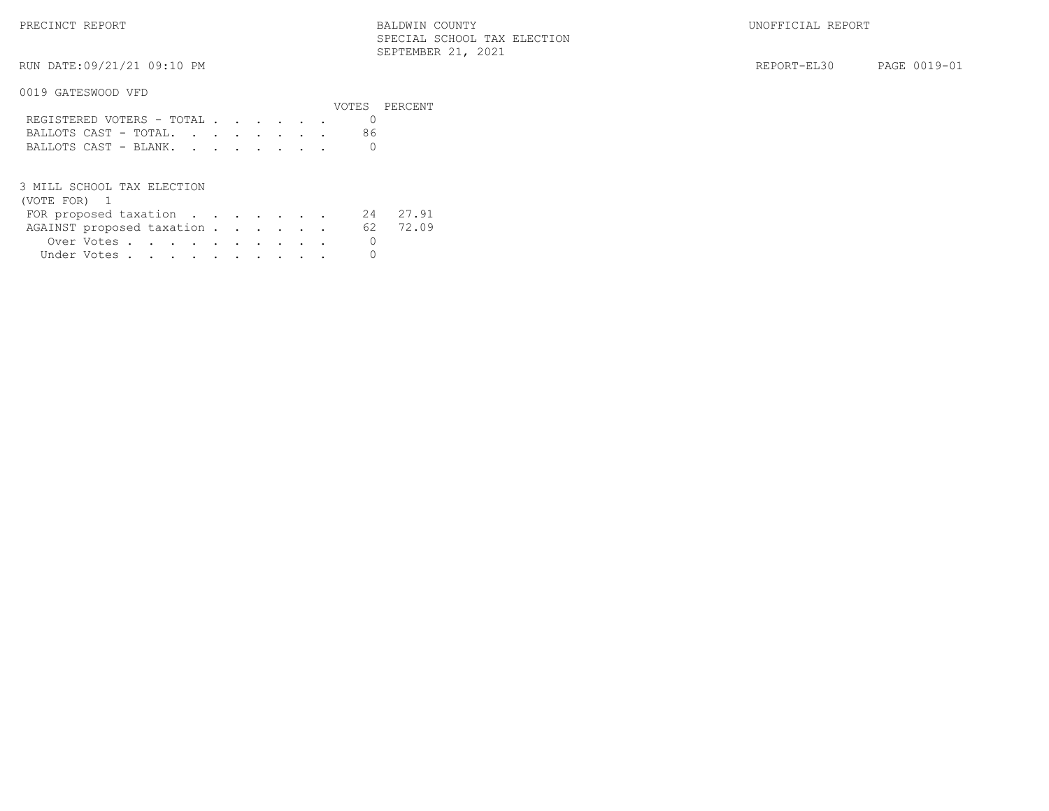PRECINCT REPORT — BALDWIN COUNTY — UNOFFICIAL REPORT

SPECIAL SCHOOL TAX ELECTION

SEPTEMBER 21, 2021

RUN DATE:09/21/21 09:10 PM — REPORT-EL30 — PAGE 0019-01

## 0019 GATESWOOD VFD

| | VOTES | PERCENT |
|---|---|---|
| REGISTERED VOTERS - TOTAL | 0 | |
| BALLOTS CAST - TOTAL. | 86 | |
| BALLOTS CAST - BLANK. | 0 | |

## 3 MILL SCHOOL TAX ELECTION

(VOTE FOR) 1

| | VOTES | PERCENT |
|---|---|---|
| FOR proposed taxation | 24 | 27.91 |
| AGAINST proposed taxation | 62 | 72.09 |
| Over Votes | 0 | |
| Under Votes | 0 | |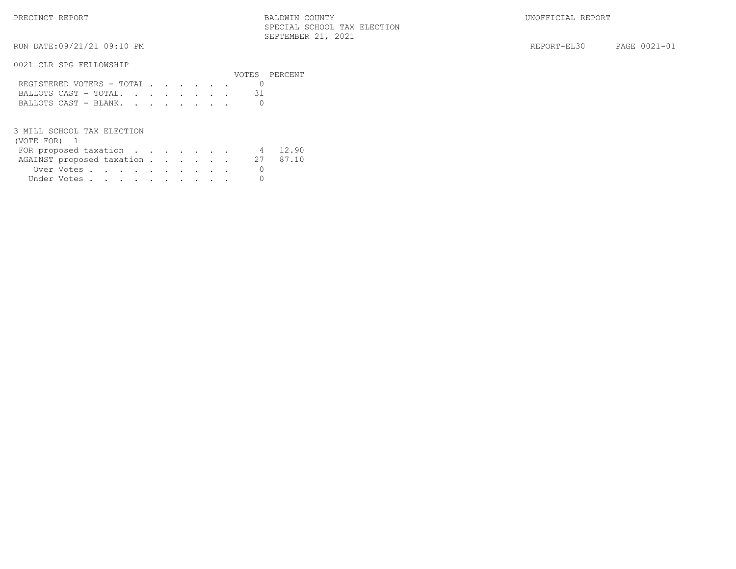PRECINCT REPORT

BALDWIN COUNTY
SPECIAL SCHOOL TAX ELECTION
SEPTEMBER 21, 2021

UNOFFICIAL REPORT

RUN DATE:09/21/21 09:10 PM

REPORT-EL30 PAGE 0021-01

## 0021 CLR SPG FELLOWSHIP

| | VOTES | PERCENT |
|---|---|---|
| REGISTERED VOTERS - TOTAL | 0 | |
| BALLOTS CAST - TOTAL. | 31 | |
| BALLOTS CAST - BLANK. | 0 | |

## 3 MILL SCHOOL TAX ELECTION

(VOTE FOR) 1

| | VOTES | PERCENT |
|---|---|---|
| FOR proposed taxation | 4 | 12.90 |
| AGAINST proposed taxation | 27 | 87.10 |
| Over Votes | 0 | |
| Under Votes | 0 | |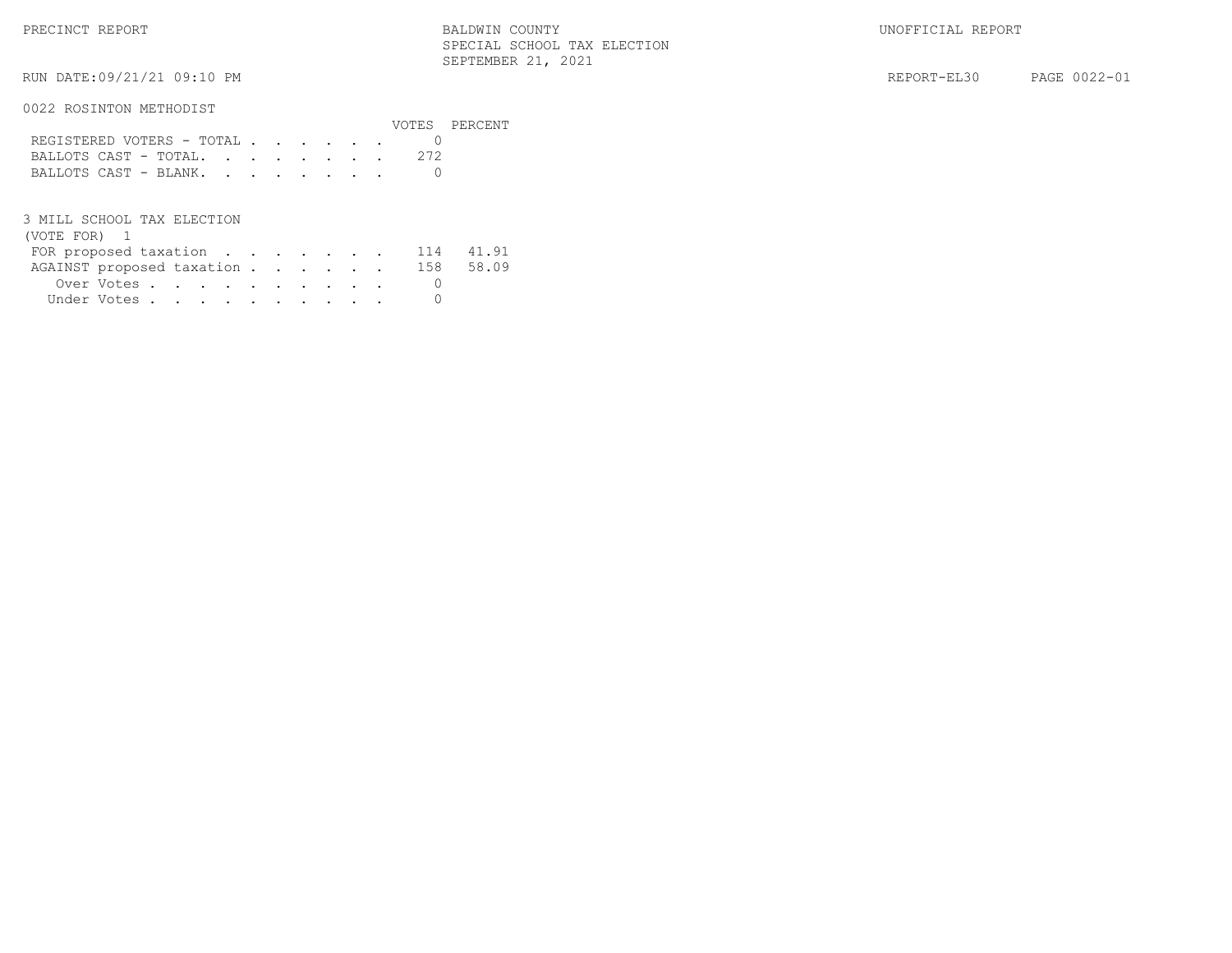PRECINCT REPORT

BALDWIN COUNTY
SPECIAL SCHOOL TAX ELECTION
SEPTEMBER 21, 2021

UNOFFICIAL REPORT

RUN DATE:09/21/21 09:10 PM

REPORT-EL30

## 0022 ROSINTON METHODIST

| | VOTES | PERCENT |
|---|---|---|
| REGISTERED VOTERS - TOTAL | 0 | |
| BALLOTS CAST - TOTAL. | 272 | |
| BALLOTS CAST - BLANK. | 0 | |

### 3 MILL SCHOOL TAX ELECTION

(VOTE FOR) 1

| | VOTES | PERCENT |
|---|---|---|
| FOR proposed taxation | 114 | 41.91 |
| AGAINST proposed taxation | 158 | 58.09 |
| Over Votes | 0 | |
| Under Votes | 0 | |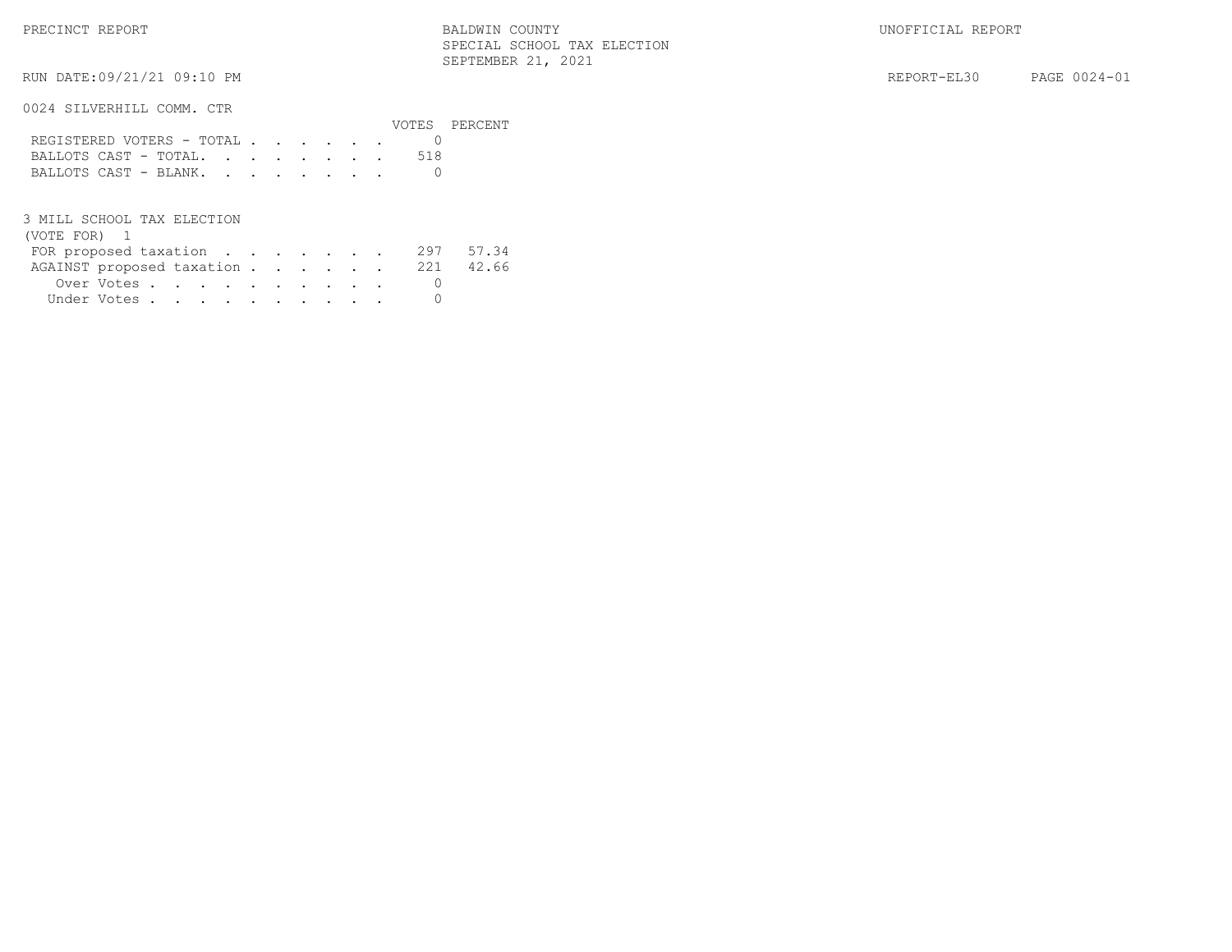PRECINCT REPORT

BALDWIN COUNTY
SPECIAL SCHOOL TAX ELECTION
SEPTEMBER 21, 2021

UNOFFICIAL REPORT

RUN DATE:09/21/21 09:10 PM

REPORT-EL30 PAGE 0024-01

## 0024 SILVERHILL COMM. CTR

| | VOTES | PERCENT |
|---|---|---|
| REGISTERED VOTERS - TOTAL | 0 | |
| BALLOTS CAST - TOTAL. | 518 | |
| BALLOTS CAST - BLANK. | 0 | |

### 3 MILL SCHOOL TAX ELECTION
(VOTE FOR) 1

| | VOTES | PERCENT |
|---|---|---|
| FOR proposed taxation | 297 | 57.34 |
| AGAINST proposed taxation | 221 | 42.66 |
| Over Votes | 0 | |
| Under Votes | 0 | |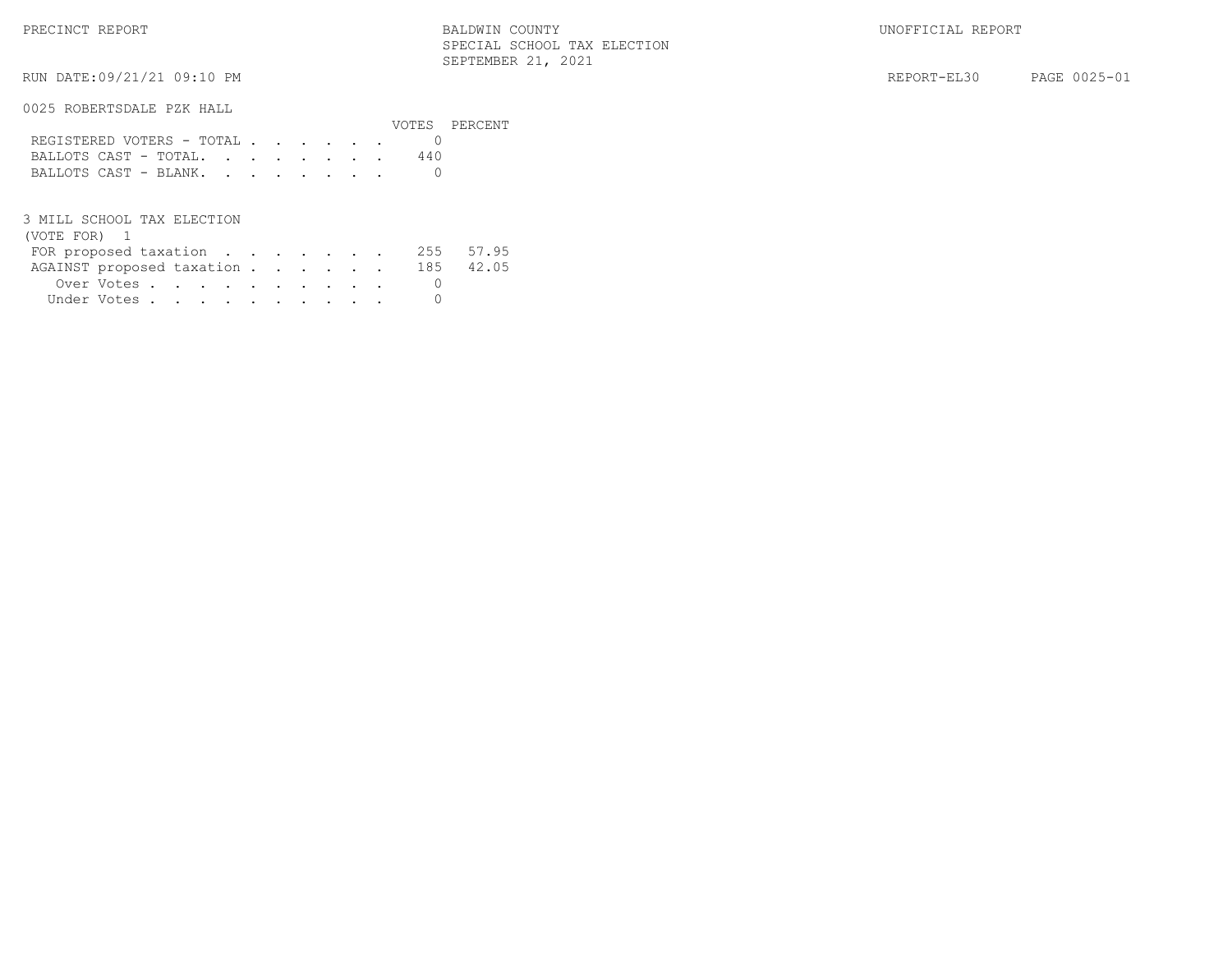PRECINCT REPORT

BALDWIN COUNTY
SPECIAL SCHOOL TAX ELECTION
SEPTEMBER 21, 2021

UNOFFICIAL REPORT

RUN DATE:09/21/21 09:10 PM

REPORT-EL30

## 0025 ROBERTSDALE PZK HALL

| | VOTES | PERCENT |
|---|---|---|
| REGISTERED VOTERS - TOTAL | 0 | |
| BALLOTS CAST - TOTAL. | 440 | |
| BALLOTS CAST - BLANK. | 0 | |

## 3 MILL SCHOOL TAX ELECTION

(VOTE FOR) 1

| | VOTES | PERCENT |
|---|---|---|
| FOR proposed taxation | 255 | 57.95 |
| AGAINST proposed taxation | 185 | 42.05 |
| Over Votes | 0 | |
| Under Votes | 0 | |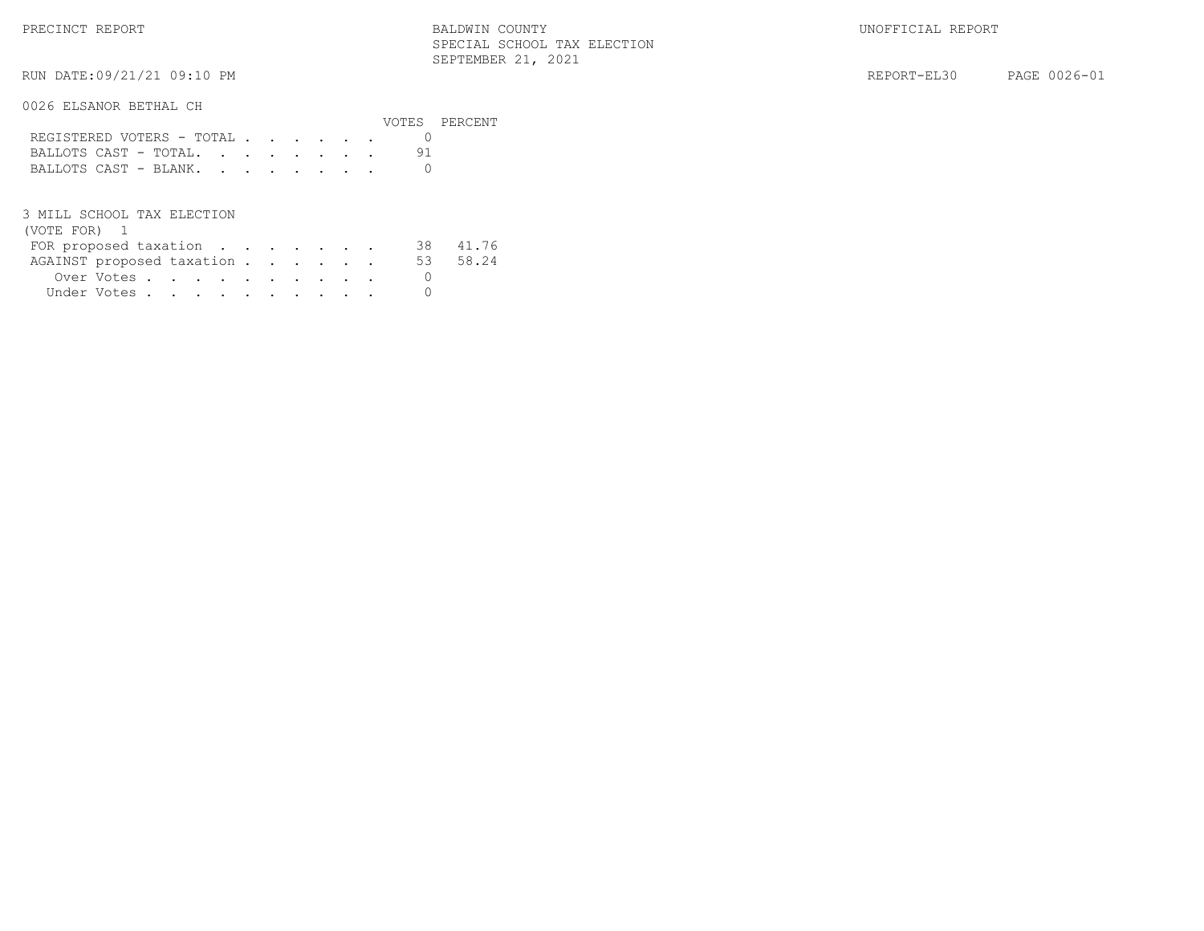PRECINCT REPORT

BALDWIN COUNTY
SPECIAL SCHOOL TAX ELECTION
SEPTEMBER 21, 2021

UNOFFICIAL REPORT

RUN DATE:09/21/21 09:10 PM

REPORT-EL30 PAGE 0026-01

## 0026 ELSANOR BETHAL CH

| | VOTES | PERCENT |
|---|---|---|
| REGISTERED VOTERS - TOTAL | 0 | |
| BALLOTS CAST - TOTAL. | 91 | |
| BALLOTS CAST - BLANK. | 0 | |

## 3 MILL SCHOOL TAX ELECTION

(VOTE FOR) 1

| | VOTES | PERCENT |
|---|---|---|
| FOR proposed taxation | 38 | 41.76 |
| AGAINST proposed taxation | 53 | 58.24 |
| Over Votes | 0 | |
| Under Votes | 0 | |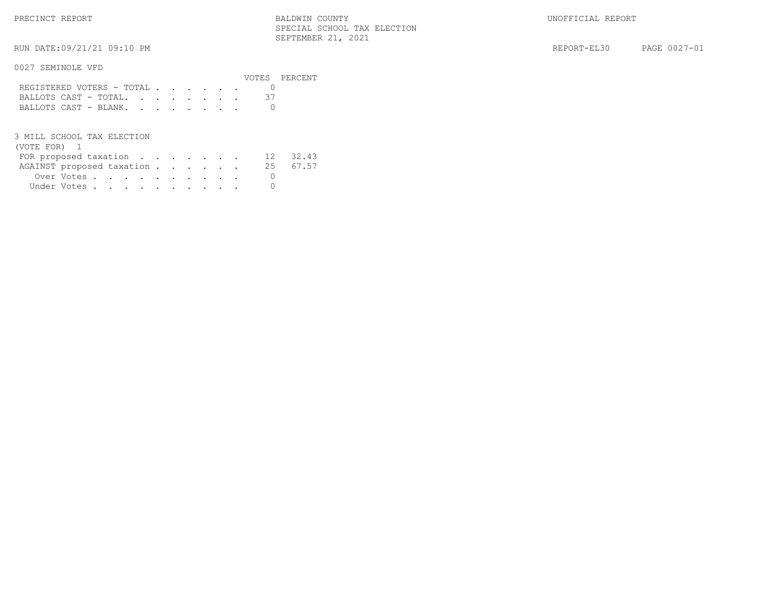PRECINCT REPORT

BALDWIN COUNTY
SPECIAL SCHOOL TAX ELECTION
SEPTEMBER 21, 2021

UNOFFICIAL REPORT

RUN DATE:09/21/21 09:10 PM

REPORT-EL30 PAGE 0027-01

## 0027 SEMINOLE VFD

| | VOTES | PERCENT |
|---|---|---|
| REGISTERED VOTERS - TOTAL | 0 | |
| BALLOTS CAST - TOTAL. | 37 | |
| BALLOTS CAST - BLANK. | 0 | |

### 3 MILL SCHOOL TAX ELECTION
(VOTE FOR) 1

| | VOTES | PERCENT |
|---|---|---|
| FOR proposed taxation | 12 | 32.43 |
| AGAINST proposed taxation | 25 | 67.57 |
| Over Votes | 0 | |
| Under Votes | 0 | |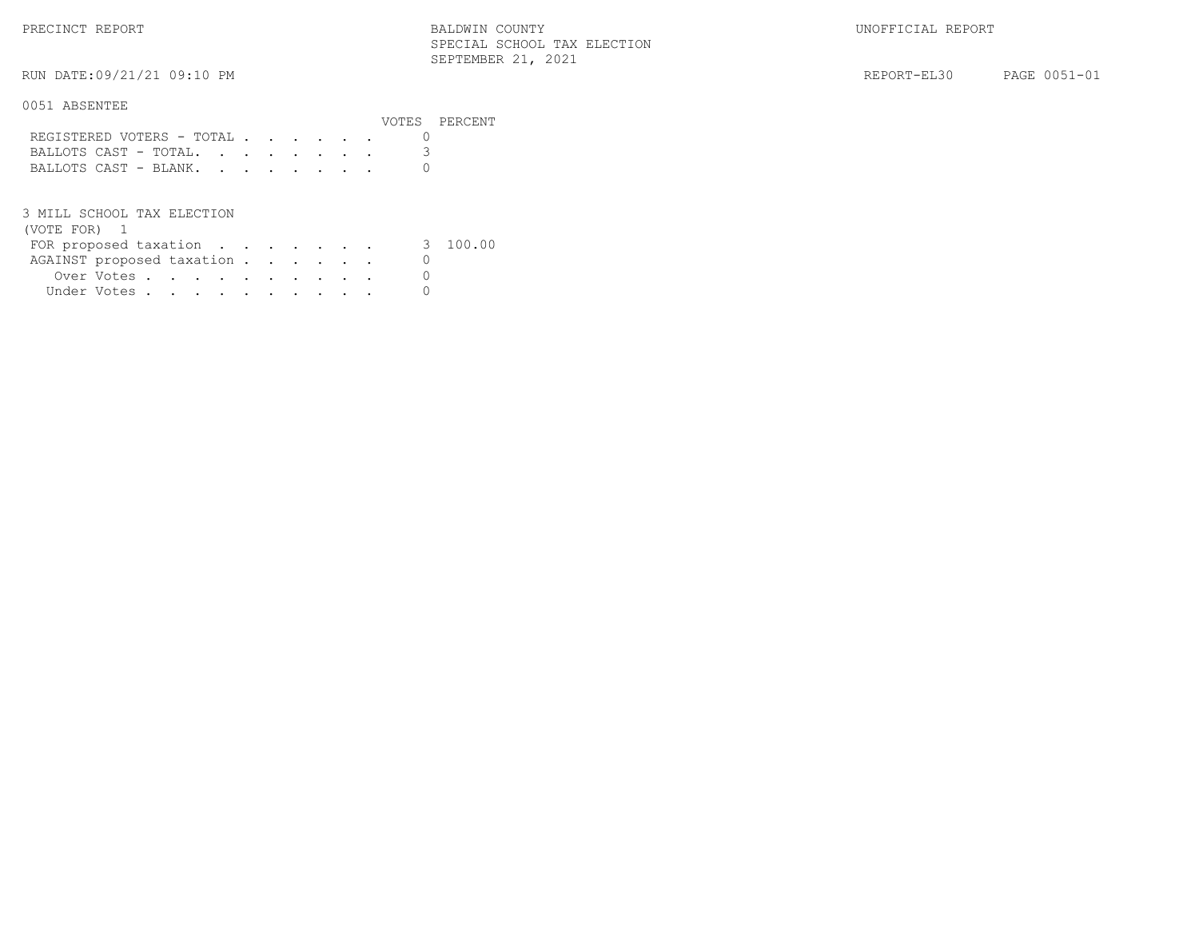PRECINCT REPORT — BALDWIN COUNTY — SPECIAL SCHOOL TAX ELECTION — SEPTEMBER 21, 2021 — UNOFFICIAL REPORT

RUN DATE:09/21/21 09:10 PM — REPORT-EL30 — PAGE 0051-01

## 0051 ABSENTEE

| | VOTES | PERCENT |
|---|---|---|
| REGISTERED VOTERS - TOTAL | 0 | |
| BALLOTS CAST - TOTAL. | 3 | |
| BALLOTS CAST - BLANK. | 0 | |

### 3 MILL SCHOOL TAX ELECTION
(VOTE FOR) 1

| | VOTES | PERCENT |
|---|---|---|
| FOR proposed taxation | 3 | 100.00 |
| AGAINST proposed taxation | 0 | |
| Over Votes | 0 | |
| Under Votes | 0 | |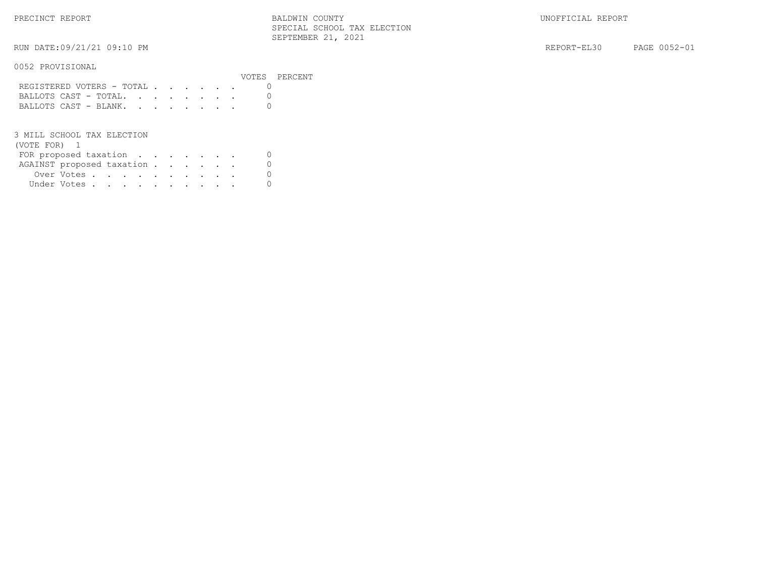PRECINCT REPORT — BALDWIN COUNTY SPECIAL SCHOOL TAX ELECTION SEPTEMBER 21, 2021 — UNOFFICIAL REPORT

RUN DATE:09/21/21 09:10 PM — REPORT-EL30 PAGE 0052-01

## 0052 PROVISIONAL

| | VOTES | PERCENT |
|---|---|---|
| REGISTERED VOTERS - TOTAL | 0 | |
| BALLOTS CAST - TOTAL. | 0 | |
| BALLOTS CAST - BLANK. | 0 | |

### 3 MILL SCHOOL TAX ELECTION

(VOTE FOR) 1

| | VOTES | PERCENT |
|---|---|---|
| FOR proposed taxation | 0 | |
| AGAINST proposed taxation | 0 | |
| Over Votes | 0 | |
| Under Votes | 0 | |